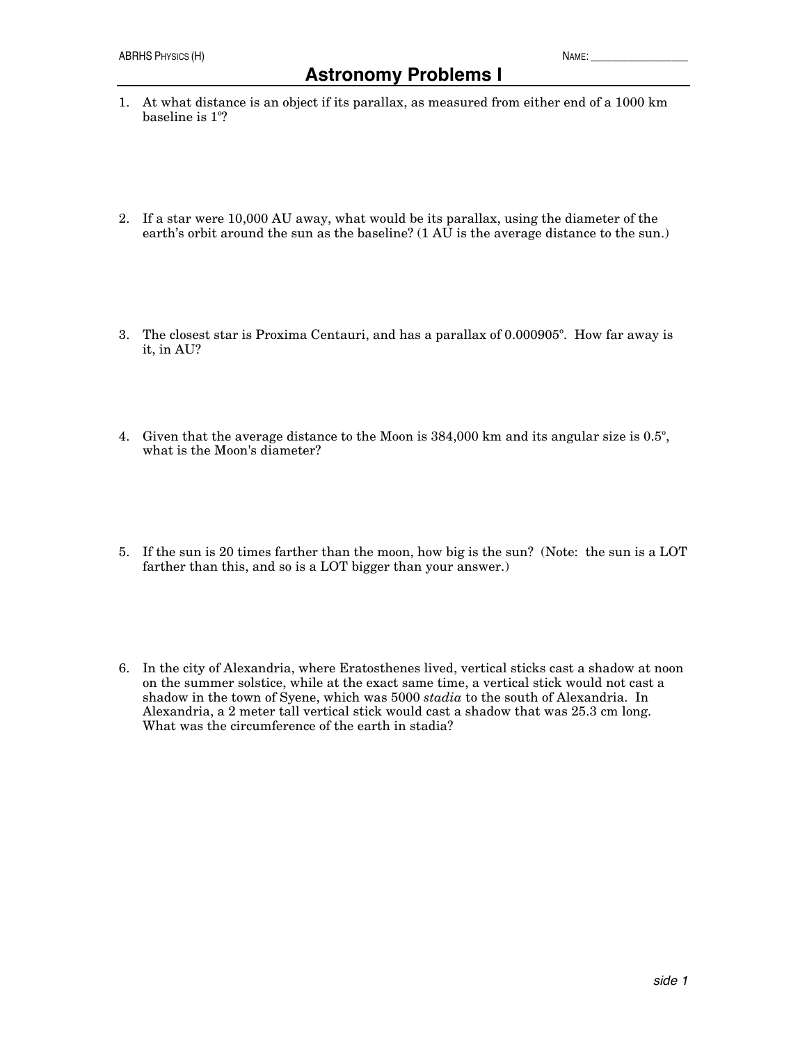ABRHS Physics (H) NAME: ________________

# Astronomy Problems I

1. At what distance is an object if its parallax, as measured from either end of a 1000 km baseline is 1°?

2. If a star were 10,000 AU away, what would be its parallax, using the diameter of the earth's orbit around the sun as the baseline? (1 AU is the average distance to the sun.)

3. The closest star is Proxima Centauri, and has a parallax of 0.000905°. How far away is it, in AU?

4. Given that the average distance to the Moon is 384,000 km and its angular size is 0.5°, what is the Moon's diameter?

5. If the sun is 20 times farther than the moon, how big is the sun? (Note: the sun is a LOT farther than this, and so is a LOT bigger than your answer.)

6. In the city of Alexandria, where Eratosthenes lived, vertical sticks cast a shadow at noon on the summer solstice, while at the exact same time, a vertical stick would not cast a shadow in the town of Syene, which was 5000 *stadia* to the south of Alexandria. In Alexandria, a 2 meter tall vertical stick would cast a shadow that was 25.3 cm long. What was the circumference of the earth in stadia?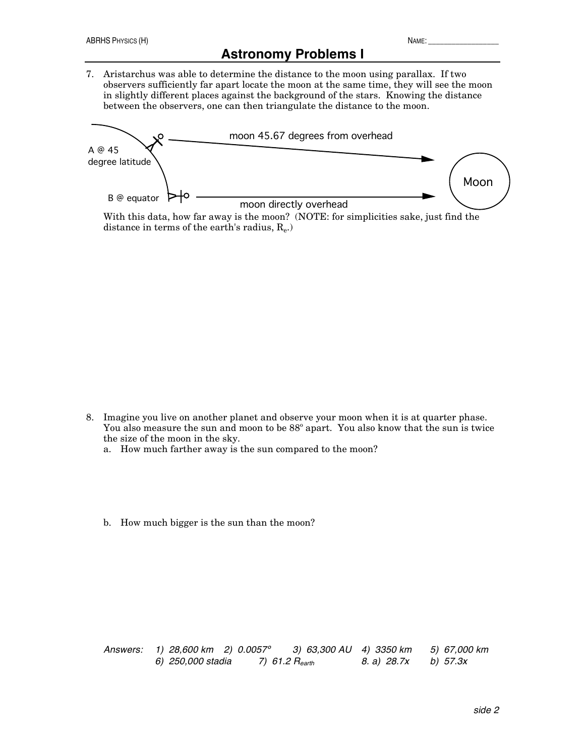# Astronomy Problems I

7. Aristarchus was able to determine the distance to the moon using parallax. If two observers sufficiently far apart locate the moon at the same time, they will see the moon in slightly different places against the background of the stars. Knowing the distance between the observers, one can then triangulate the distance to the moon.

A @ 45 degree latitude

moon 45.67 degrees from overhead

B @ equator

moon directly overhead

Moon

With this data, how far away is the moon? (NOTE: for simplicities sake, just find the distance in terms of the earth's radius, $R_e$.)

8. Imagine you live on another planet and observe your moon when it is at quarter phase. You also measure the sun and moon to be 88° apart. You also know that the sun is twice the size of the moon in the sky.
   a. How much farther away is the sun compared to the moon?

   b. How much bigger is the sun than the moon?

*Answers: 1) 28,600 km 2) 0.0057° 3) 63,300 AU 4) 3350 km 5) 67,000 km 6) 250,000 stadia 7) 61.2 $R_{earth}$ 8. a) 28.7x b) 57.3x*